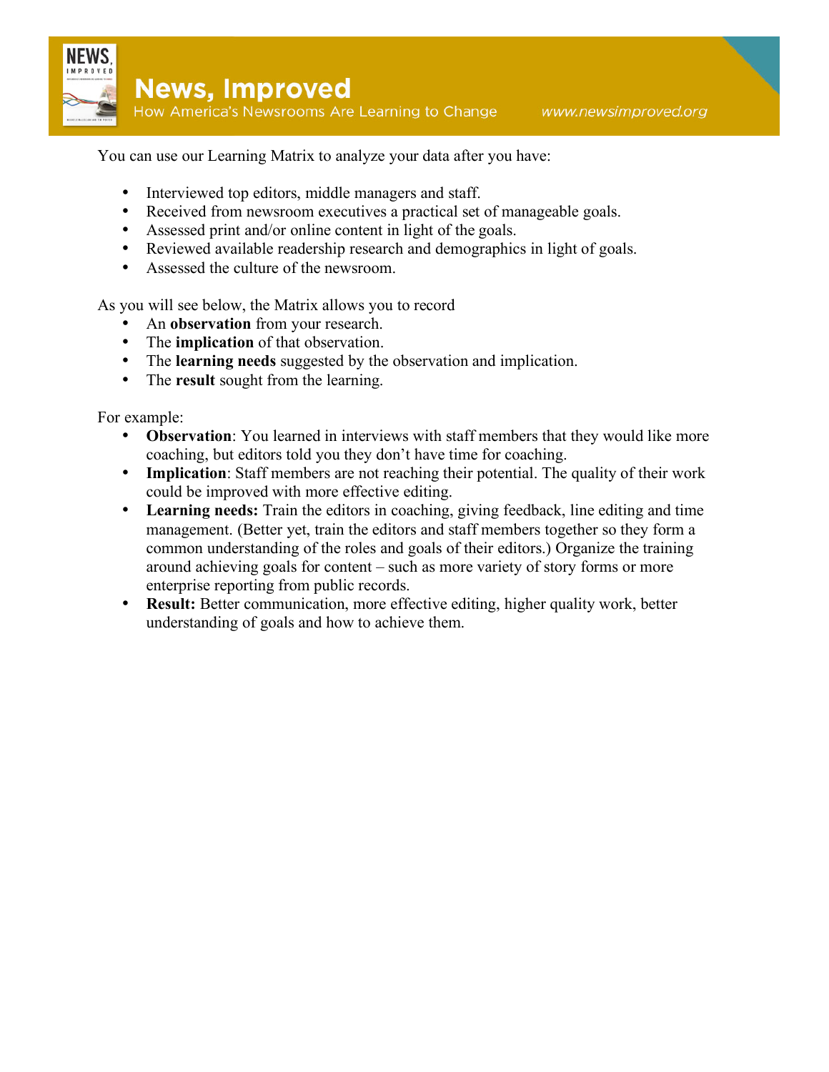# News, Improved

How America's Newsrooms Are Learning to Change

www.newsimproved.org

You can use our Learning Matrix to analyze your data after you have:

- Interviewed top editors, middle managers and staff.
- Received from newsroom executives a practical set of manageable goals.
- Assessed print and/or online content in light of the goals.
- Reviewed available readership research and demographics in light of goals.
- Assessed the culture of the newsroom.

As you will see below, the Matrix allows you to record

- An **observation** from your research.
- The **implication** of that observation.
- The **learning needs** suggested by the observation and implication.
- The **result** sought from the learning.

For example:

- **Observation**: You learned in interviews with staff members that they would like more coaching, but editors told you they don't have time for coaching.
- **Implication**: Staff members are not reaching their potential. The quality of their work could be improved with more effective editing.
- **Learning needs:** Train the editors in coaching, giving feedback, line editing and time management. (Better yet, train the editors and staff members together so they form a common understanding of the roles and goals of their editors.) Organize the training around achieving goals for content – such as more variety of story forms or more enterprise reporting from public records.
- **Result:** Better communication, more effective editing, higher quality work, better understanding of goals and how to achieve them.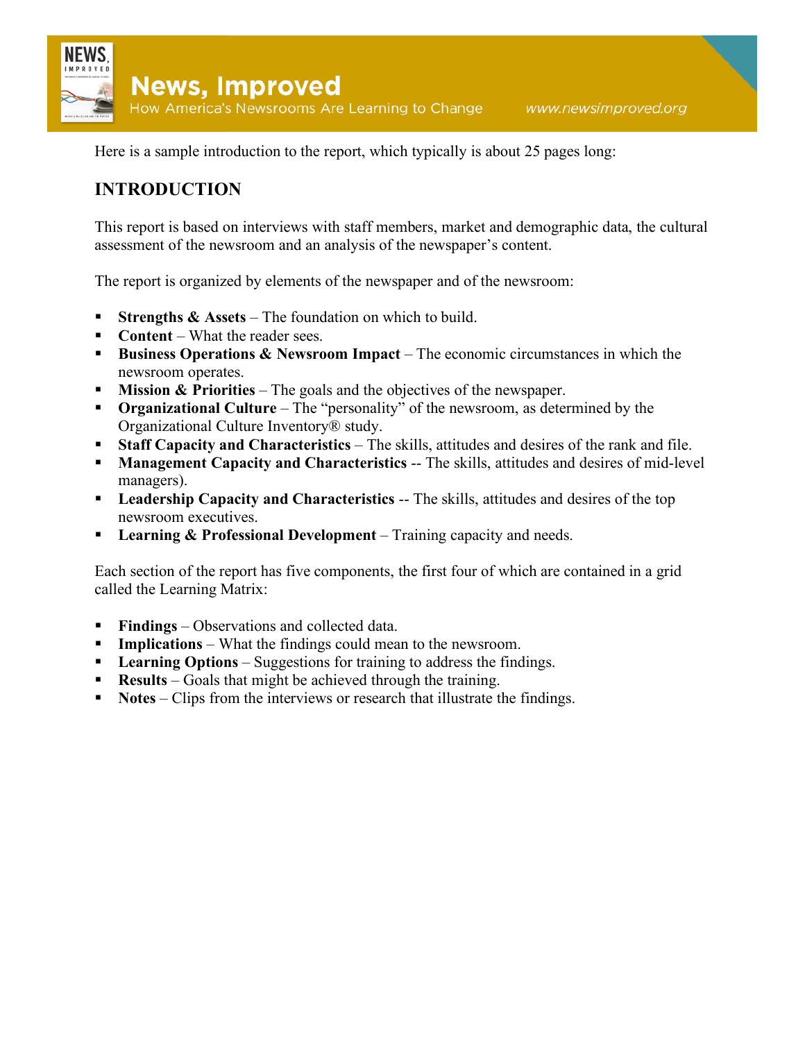Here is a sample introduction to the report, which typically is about 25 pages long:

## INTRODUCTION

This report is based on interviews with staff members, market and demographic data, the cultural assessment of the newsroom and an analysis of the newspaper's content.

The report is organized by elements of the newspaper and of the newsroom:

- **Strengths & Assets** – The foundation on which to build.
- **Content** – What the reader sees.
- **Business Operations & Newsroom Impact** – The economic circumstances in which the newsroom operates.
- **Mission & Priorities** – The goals and the objectives of the newspaper.
- **Organizational Culture** – The "personality" of the newsroom, as determined by the Organizational Culture Inventory® study.
- **Staff Capacity and Characteristics** – The skills, attitudes and desires of the rank and file.
- **Management Capacity and Characteristics** -- The skills, attitudes and desires of mid-level managers).
- **Leadership Capacity and Characteristics** -- The skills, attitudes and desires of the top newsroom executives.
- **Learning & Professional Development** – Training capacity and needs.

Each section of the report has five components, the first four of which are contained in a grid called the Learning Matrix:

- **Findings** – Observations and collected data.
- **Implications** – What the findings could mean to the newsroom.
- **Learning Options** – Suggestions for training to address the findings.
- **Results** – Goals that might be achieved through the training.
- **Notes** – Clips from the interviews or research that illustrate the findings.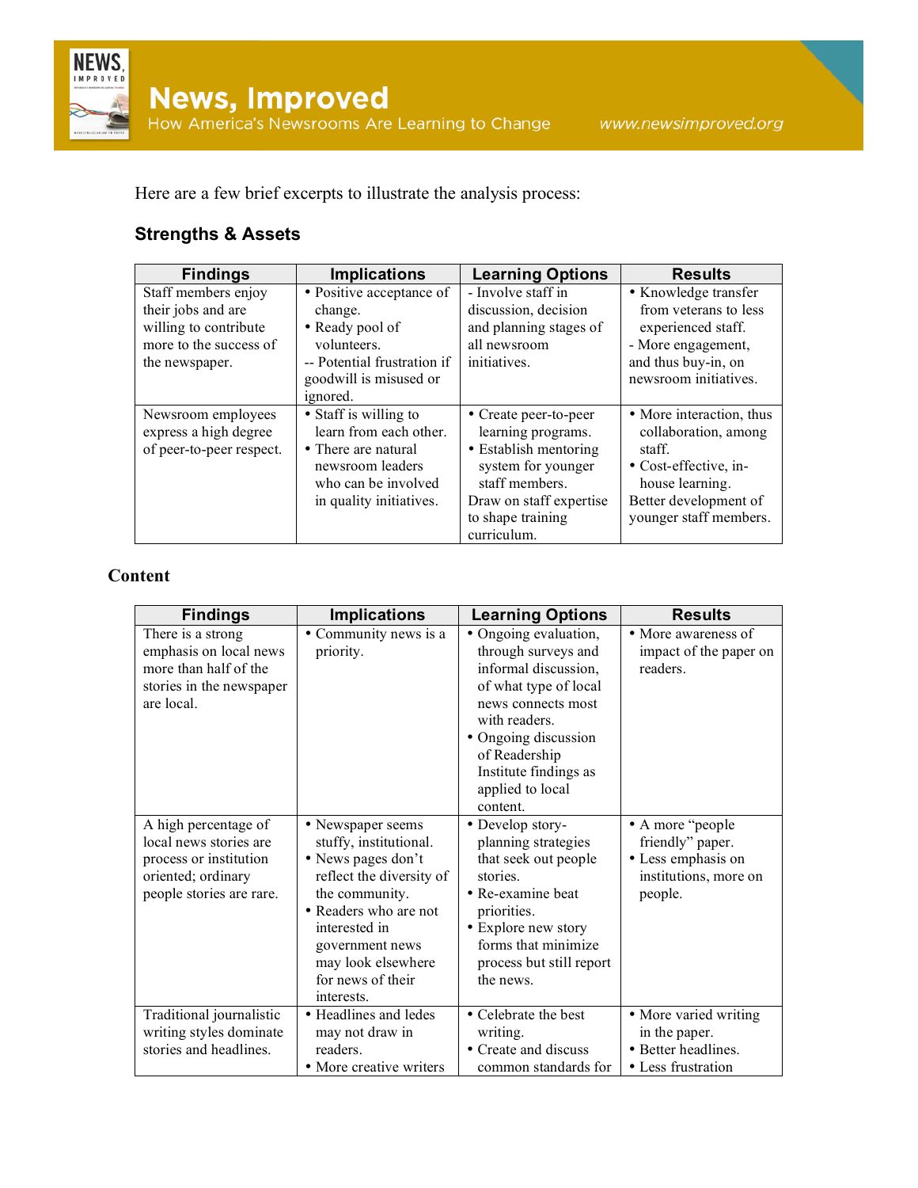Here are a few brief excerpts to illustrate the analysis process:

### Strengths & Assets

| Findings | Implications | Learning Options | Results |
|---|---|---|---|
| Staff members enjoy their jobs and are willing to contribute more to the success of the newspaper. | • Positive acceptance of change.<br>• Ready pool of volunteers.<br>-- Potential frustration if goodwill is misused or ignored. | - Involve staff in discussion, decision and planning stages of all newsroom initiatives. | • Knowledge transfer from veterans to less experienced staff.<br>- More engagement, and thus buy-in, on newsroom initiatives. |
| Newsroom employees express a high degree of peer-to-peer respect. | • Staff is willing to learn from each other.<br>• There are natural newsroom leaders who can be involved in quality initiatives. | • Create peer-to-peer learning programs.<br>• Establish mentoring system for younger staff members.<br>Draw on staff expertise to shape training curriculum. | • More interaction, thus collaboration, among staff.<br>• Cost-effective, in-house learning.<br>Better development of younger staff members. |

### Content

| Findings | Implications | Learning Options | Results |
|---|---|---|---|
| There is a strong emphasis on local news more than half of the stories in the newspaper are local. | • Community news is a priority. | • Ongoing evaluation, through surveys and informal discussion, of what type of local news connects most with readers.<br>• Ongoing discussion of Readership Institute findings as applied to local content. | • More awareness of impact of the paper on readers. |
| A high percentage of local news stories are process or institution oriented; ordinary people stories are rare. | • Newspaper seems stuffy, institutional.<br>• News pages don't reflect the diversity of the community.<br>• Readers who are not interested in government news may look elsewhere for news of their interests. | • Develop story-planning strategies that seek out people stories.<br>• Re-examine beat priorities.<br>• Explore new story forms that minimize process but still report the news. | • A more "people friendly" paper.<br>• Less emphasis on institutions, more on people. |
| Traditional journalistic writing styles dominate stories and headlines. | • Headlines and ledes may not draw in readers.<br>• More creative writers | • Celebrate the best writing.<br>• Create and discuss common standards for | • More varied writing in the paper.<br>• Better headlines.<br>• Less frustration |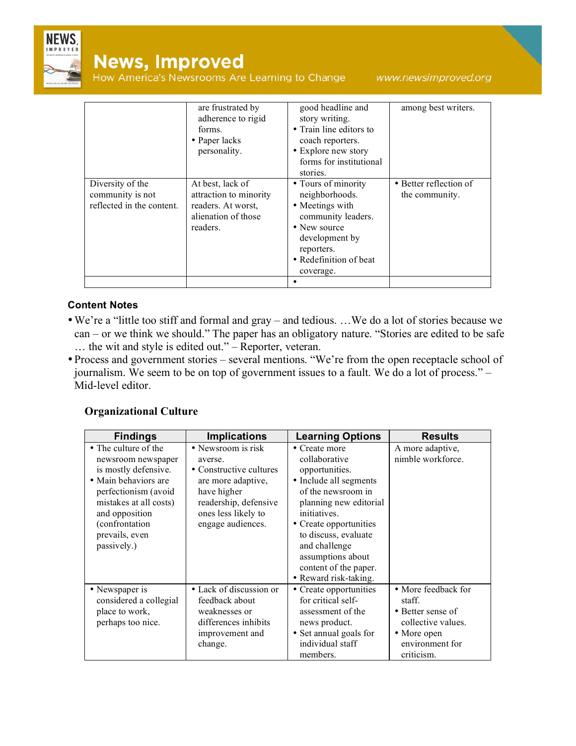| | | | |
|---|---|---|---|
| | are frustrated by adherence to rigid forms.<br>• Paper lacks personality. | good headline and story writing.<br>• Train line editors to coach reporters.<br>• Explore new story forms for institutional stories. | among best writers. |
| Diversity of the community is not reflected in the content. | At best, lack of attraction to minority readers. At worst, alienation of those readers. | • Tours of minority neighborhoods.<br>• Meetings with community leaders.<br>• New source development by reporters.<br>• Redefinition of beat coverage. | • Better reflection of the community. |
| | | • | |

### Content Notes

- We're a "little too stiff and formal and gray – and tedious. …We do a lot of stories because we can – or we think we should." The paper has an obligatory nature. "Stories are edited to be safe … the wit and style is edited out." – Reporter, veteran.
- Process and government stories – several mentions. "We're from the open receptacle school of journalism. We seem to be on top of government issues to a fault. We do a lot of process." – Mid-level editor.

### Organizational Culture

| Findings | Implications | Learning Options | Results |
|---|---|---|---|
| • The culture of the newsroom newspaper is mostly defensive.<br>• Main behaviors are perfectionism (avoid mistakes at all costs) and opposition (confrontation prevails, even passively.) | • Newsroom is risk averse.<br>• Constructive cultures are more adaptive, have higher readership, defensive ones less likely to engage audiences. | • Create more collaborative opportunities.<br>• Include all segments of the newsroom in planning new editorial initiatives.<br>• Create opportunities to discuss, evaluate and challenge assumptions about content of the paper.<br>• Reward risk-taking. | A more adaptive, nimble workforce. |
| • Newspaper is considered a collegial place to work, perhaps too nice. | • Lack of discussion or feedback about weaknesses or differences inhibits improvement and change. | • Create opportunities for critical self-assessment of the news product.<br>• Set annual goals for individual staff members. | • More feedback for staff.<br>• Better sense of collective values.<br>• More open environment for criticism. |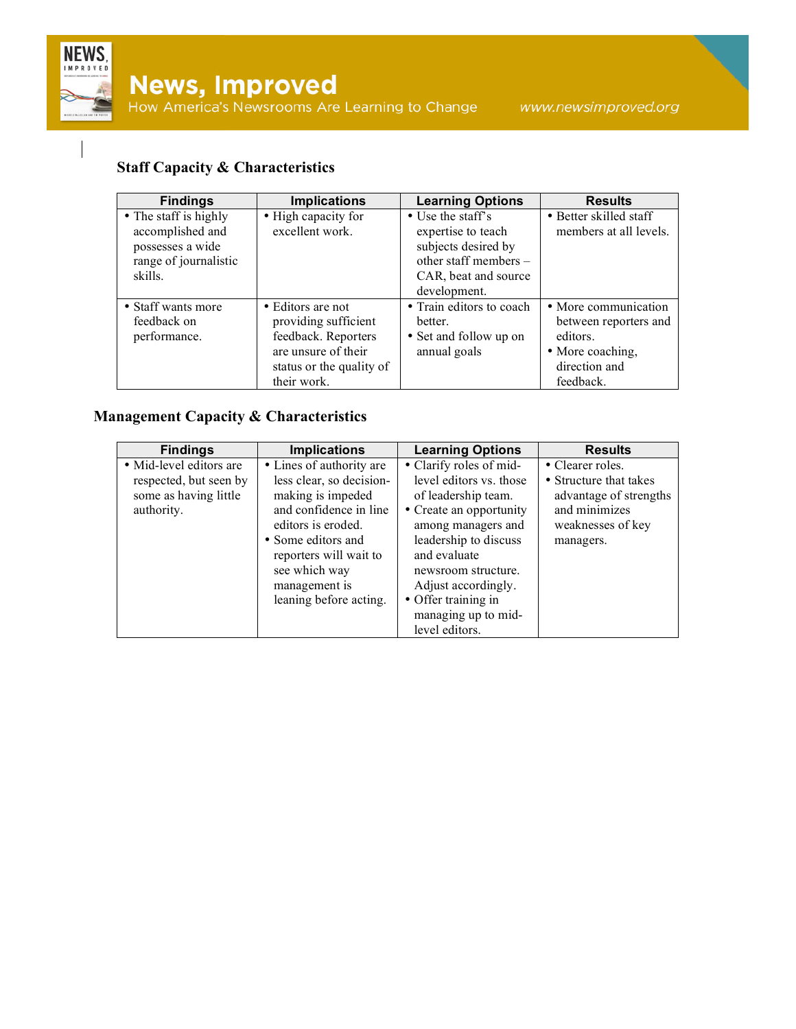## Staff Capacity & Characteristics

| Findings | Implications | Learning Options | Results |
|---|---|---|---|
| • The staff is highly accomplished and possesses a wide range of journalistic skills. | • High capacity for excellent work. | • Use the staff's expertise to teach subjects desired by other staff members – CAR, beat and source development. | • Better skilled staff members at all levels. |
| • Staff wants more feedback on performance. | • Editors are not providing sufficient feedback. Reporters are unsure of their status or the quality of their work. | • Train editors to coach better. <br> • Set and follow up on annual goals | • More communication between reporters and editors. <br> • More coaching, direction and feedback. |

## Management Capacity & Characteristics

| Findings | Implications | Learning Options | Results |
|---|---|---|---|
| • Mid-level editors are respected, but seen by some as having little authority. | • Lines of authority are less clear, so decision-making is impeded and confidence in line editors is eroded. <br> • Some editors and reporters will wait to see which way management is leaning before acting. | • Clarify roles of mid-level editors vs. those of leadership team. <br> • Create an opportunity among managers and leadership to discuss and evaluate newsroom structure. Adjust accordingly. <br> • Offer training in managing up to mid-level editors. | • Clearer roles. <br> • Structure that takes advantage of strengths and minimizes weaknesses of key managers. |